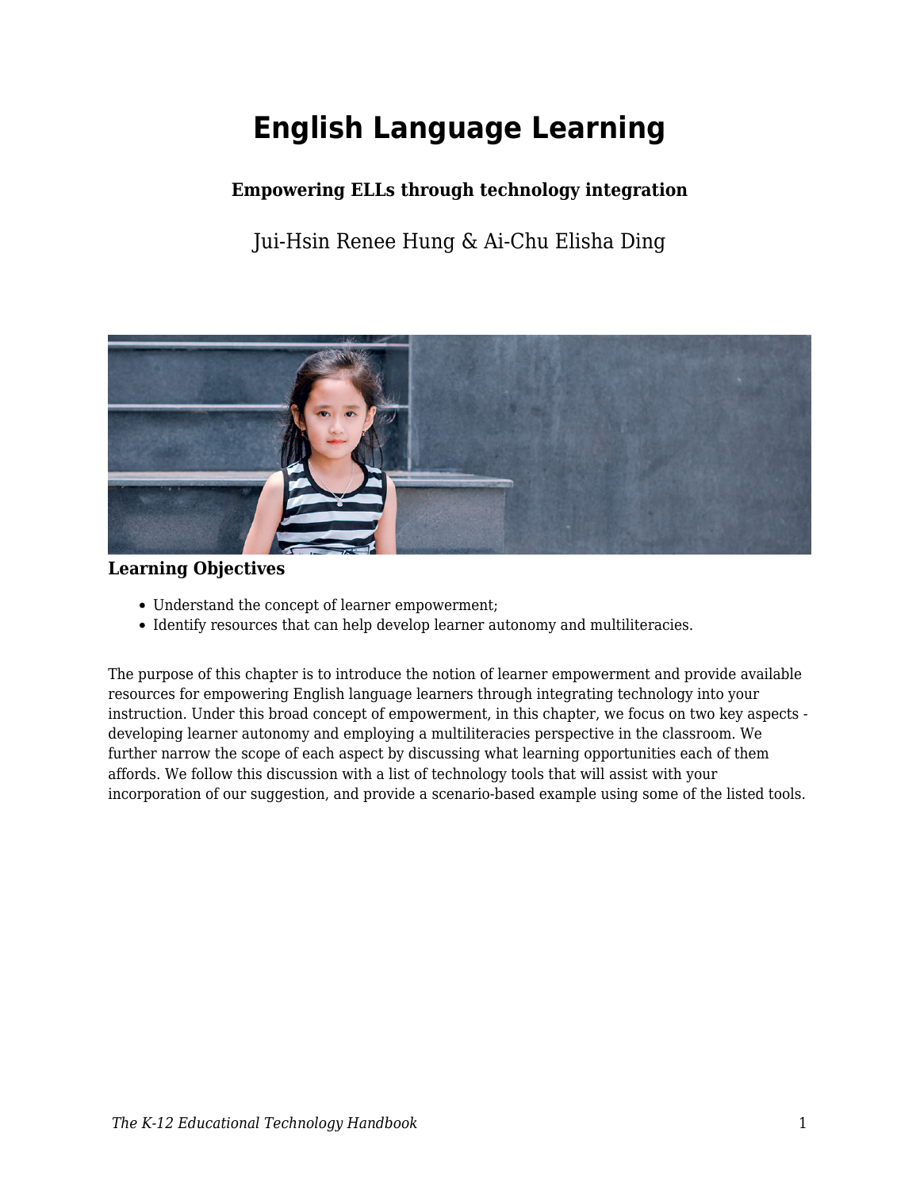# English Language Learning

**Empowering ELLs through technology integration**

Jui-Hsin Renee Hung & Ai-Chu Elisha Ding

### Learning Objectives

- Understand the concept of learner empowerment;
- Identify resources that can help develop learner autonomy and multiliteracies.

The purpose of this chapter is to introduce the notion of learner empowerment and provide available resources for empowering English language learners through integrating technology into your instruction. Under this broad concept of empowerment, in this chapter, we focus on two key aspects - developing learner autonomy and employing a multiliteracies perspective in the classroom. We further narrow the scope of each aspect by discussing what learning opportunities each of them affords. We follow this discussion with a list of technology tools that will assist with your incorporation of our suggestion, and provide a scenario-based example using some of the listed tools.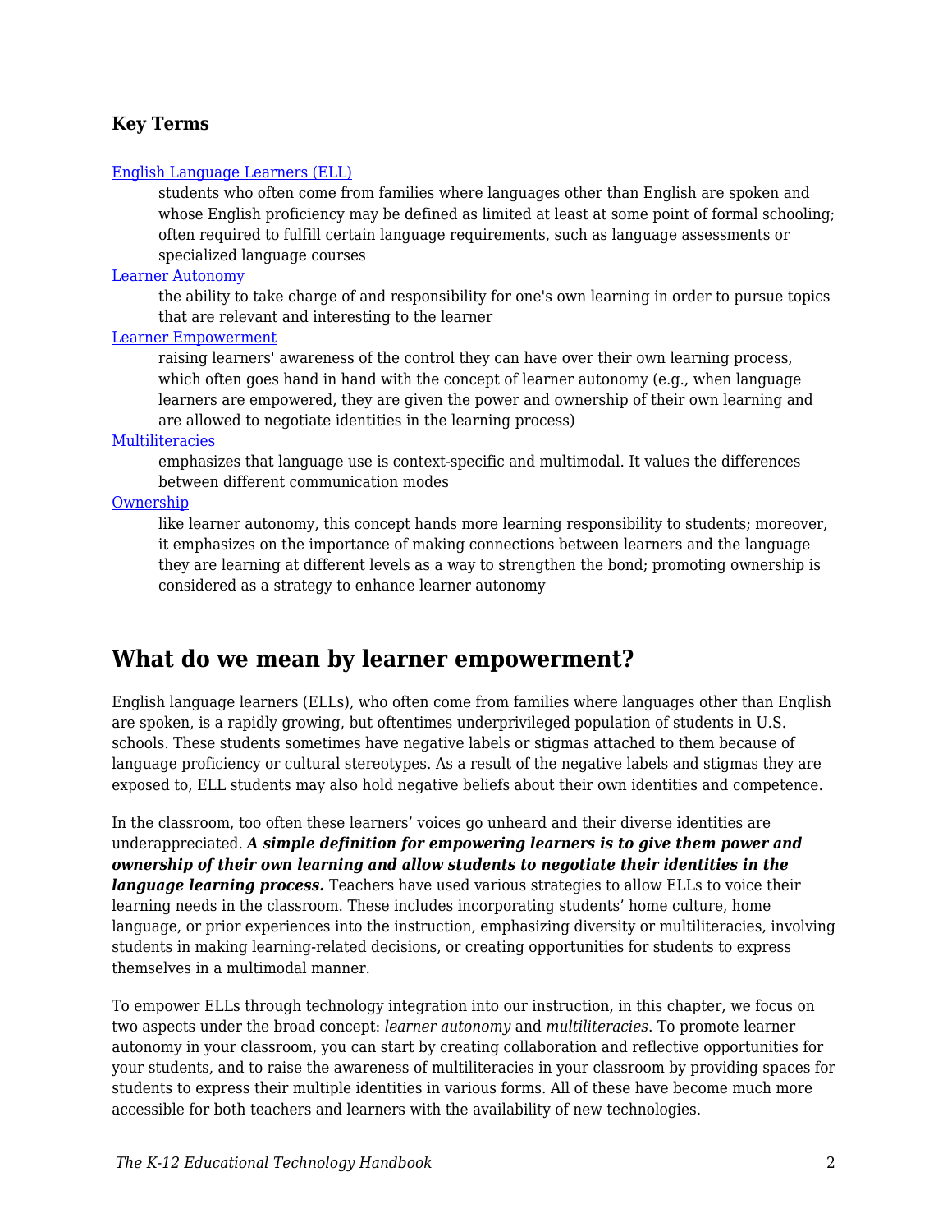### Key Terms

[English Language Learners (ELL)]
: students who often come from families where languages other than English are spoken and whose English proficiency may be defined as limited at least at some point of formal schooling; often required to fulfill certain language requirements, such as language assessments or specialized language courses

[Learner Autonomy]
: the ability to take charge of and responsibility for one's own learning in order to pursue topics that are relevant and interesting to the learner

[Learner Empowerment]
: raising learners' awareness of the control they can have over their own learning process, which often goes hand in hand with the concept of learner autonomy (e.g., when language learners are empowered, they are given the power and ownership of their own learning and are allowed to negotiate identities in the learning process)

[Multiliteracies]
: emphasizes that language use is context-specific and multimodal. It values the differences between different communication modes

[Ownership]
: like learner autonomy, this concept hands more learning responsibility to students; moreover, it emphasizes on the importance of making connections between learners and the language they are learning at different levels as a way to strengthen the bond; promoting ownership is considered as a strategy to enhance learner autonomy

## What do we mean by learner empowerment?

English language learners (ELLs), who often come from families where languages other than English are spoken, is a rapidly growing, but oftentimes underprivileged population of students in U.S. schools. These students sometimes have negative labels or stigmas attached to them because of language proficiency or cultural stereotypes. As a result of the negative labels and stigmas they are exposed to, ELL students may also hold negative beliefs about their own identities and competence.

In the classroom, too often these learners' voices go unheard and their diverse identities are underappreciated. ***A simple definition for empowering learners is to give them power and ownership of their own learning and allow students to negotiate their identities in the language learning process.*** Teachers have used various strategies to allow ELLs to voice their learning needs in the classroom. These includes incorporating students' home culture, home language, or prior experiences into the instruction, emphasizing diversity or multiliteracies, involving students in making learning-related decisions, or creating opportunities for students to express themselves in a multimodal manner.

To empower ELLs through technology integration into our instruction, in this chapter, we focus on two aspects under the broad concept: *learner autonomy* and *multiliteracies*. To promote learner autonomy in your classroom, you can start by creating collaboration and reflective opportunities for your students, and to raise the awareness of multiliteracies in your classroom by providing spaces for students to express their multiple identities in various forms. All of these have become much more accessible for both teachers and learners with the availability of new technologies.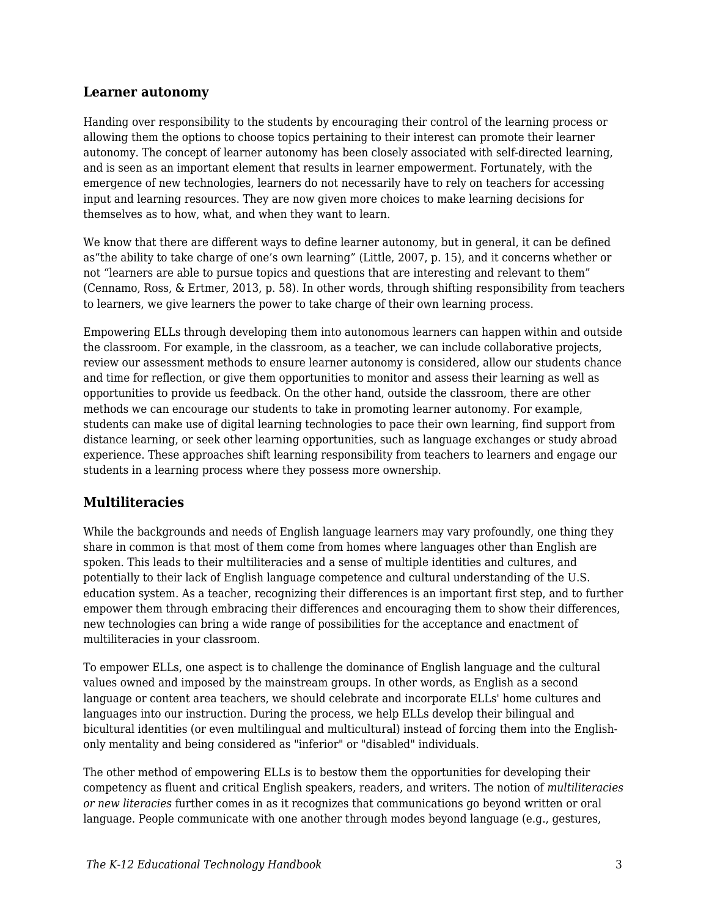## Learner autonomy

Handing over responsibility to the students by encouraging their control of the learning process or allowing them the options to choose topics pertaining to their interest can promote their learner autonomy. The concept of learner autonomy has been closely associated with self-directed learning, and is seen as an important element that results in learner empowerment. Fortunately, with the emergence of new technologies, learners do not necessarily have to rely on teachers for accessing input and learning resources. They are now given more choices to make learning decisions for themselves as to how, what, and when they want to learn.

We know that there are different ways to define learner autonomy, but in general, it can be defined as“the ability to take charge of one’s own learning” (Little, 2007, p. 15), and it concerns whether or not “learners are able to pursue topics and questions that are interesting and relevant to them” (Cennamo, Ross, & Ertmer, 2013, p. 58). In other words, through shifting responsibility from teachers to learners, we give learners the power to take charge of their own learning process.

Empowering ELLs through developing them into autonomous learners can happen within and outside the classroom. For example, in the classroom, as a teacher, we can include collaborative projects, review our assessment methods to ensure learner autonomy is considered, allow our students chance and time for reflection, or give them opportunities to monitor and assess their learning as well as opportunities to provide us feedback. On the other hand, outside the classroom, there are other methods we can encourage our students to take in promoting learner autonomy. For example, students can make use of digital learning technologies to pace their own learning, find support from distance learning, or seek other learning opportunities, such as language exchanges or study abroad experience. These approaches shift learning responsibility from teachers to learners and engage our students in a learning process where they possess more ownership.

## Multiliteracies

While the backgrounds and needs of English language learners may vary profoundly, one thing they share in common is that most of them come from homes where languages other than English are spoken. This leads to their multiliteracies and a sense of multiple identities and cultures, and potentially to their lack of English language competence and cultural understanding of the U.S. education system. As a teacher, recognizing their differences is an important first step, and to further empower them through embracing their differences and encouraging them to show their differences, new technologies can bring a wide range of possibilities for the acceptance and enactment of multiliteracies in your classroom.

To empower ELLs, one aspect is to challenge the dominance of English language and the cultural values owned and imposed by the mainstream groups. In other words, as English as a second language or content area teachers, we should celebrate and incorporate ELLs' home cultures and languages into our instruction. During the process, we help ELLs develop their bilingual and bicultural identities (or even multilingual and multicultural) instead of forcing them into the English-only mentality and being considered as "inferior" or "disabled" individuals.

The other method of empowering ELLs is to bestow them the opportunities for developing their competency as fluent and critical English speakers, readers, and writers. The notion of *multiliteracies or new literacies* further comes in as it recognizes that communications go beyond written or oral language. People communicate with one another through modes beyond language (e.g., gestures,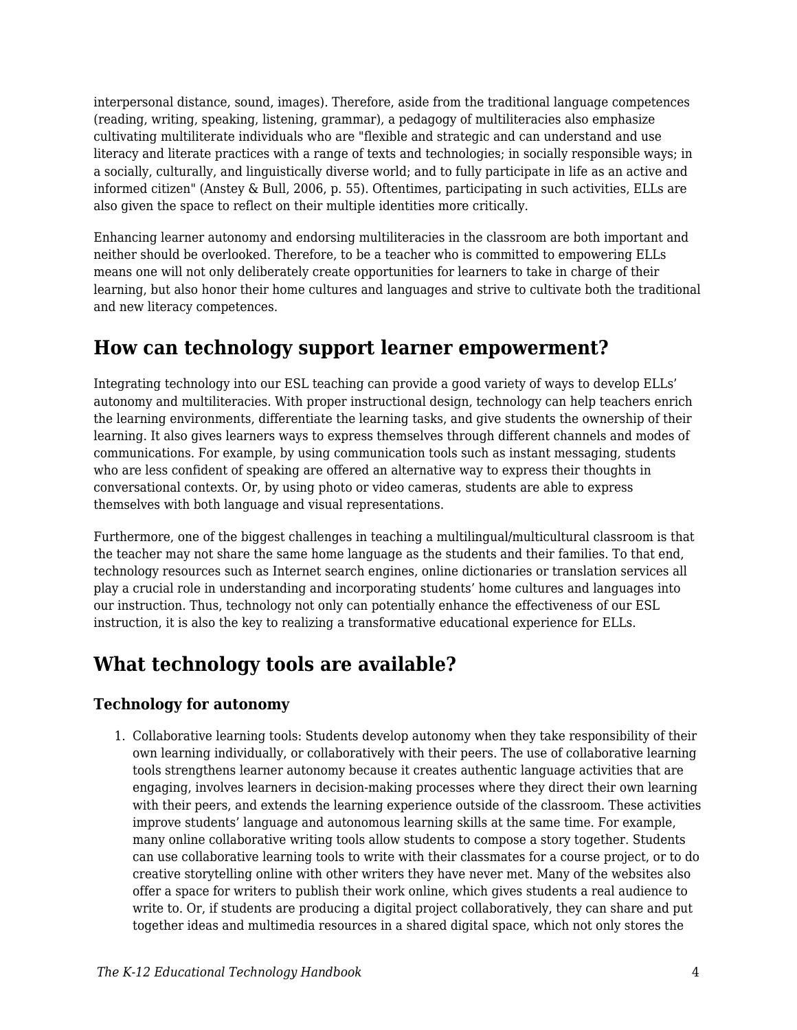interpersonal distance, sound, images). Therefore, aside from the traditional language competences (reading, writing, speaking, listening, grammar), a pedagogy of multiliteracies also emphasize cultivating multiliterate individuals who are "flexible and strategic and can understand and use literacy and literate practices with a range of texts and technologies; in socially responsible ways; in a socially, culturally, and linguistically diverse world; and to fully participate in life as an active and informed citizen" (Anstey & Bull, 2006, p. 55). Oftentimes, participating in such activities, ELLs are also given the space to reflect on their multiple identities more critically.

Enhancing learner autonomy and endorsing multiliteracies in the classroom are both important and neither should be overlooked. Therefore, to be a teacher who is committed to empowering ELLs means one will not only deliberately create opportunities for learners to take in charge of their learning, but also honor their home cultures and languages and strive to cultivate both the traditional and new literacy competences.

## How can technology support learner empowerment?

Integrating technology into our ESL teaching can provide a good variety of ways to develop ELLs' autonomy and multiliteracies. With proper instructional design, technology can help teachers enrich the learning environments, differentiate the learning tasks, and give students the ownership of their learning. It also gives learners ways to express themselves through different channels and modes of communications. For example, by using communication tools such as instant messaging, students who are less confident of speaking are offered an alternative way to express their thoughts in conversational contexts. Or, by using photo or video cameras, students are able to express themselves with both language and visual representations.

Furthermore, one of the biggest challenges in teaching a multilingual/multicultural classroom is that the teacher may not share the same home language as the students and their families. To that end, technology resources such as Internet search engines, online dictionaries or translation services all play a crucial role in understanding and incorporating students' home cultures and languages into our instruction. Thus, technology not only can potentially enhance the effectiveness of our ESL instruction, it is also the key to realizing a transformative educational experience for ELLs.

## What technology tools are available?

### Technology for autonomy

1. Collaborative learning tools: Students develop autonomy when they take responsibility of their own learning individually, or collaboratively with their peers. The use of collaborative learning tools strengthens learner autonomy because it creates authentic language activities that are engaging, involves learners in decision-making processes where they direct their own learning with their peers, and extends the learning experience outside of the classroom. These activities improve students' language and autonomous learning skills at the same time. For example, many online collaborative writing tools allow students to compose a story together. Students can use collaborative learning tools to write with their classmates for a course project, or to do creative storytelling online with other writers they have never met. Many of the websites also offer a space for writers to publish their work online, which gives students a real audience to write to. Or, if students are producing a digital project collaboratively, they can share and put together ideas and multimedia resources in a shared digital space, which not only stores the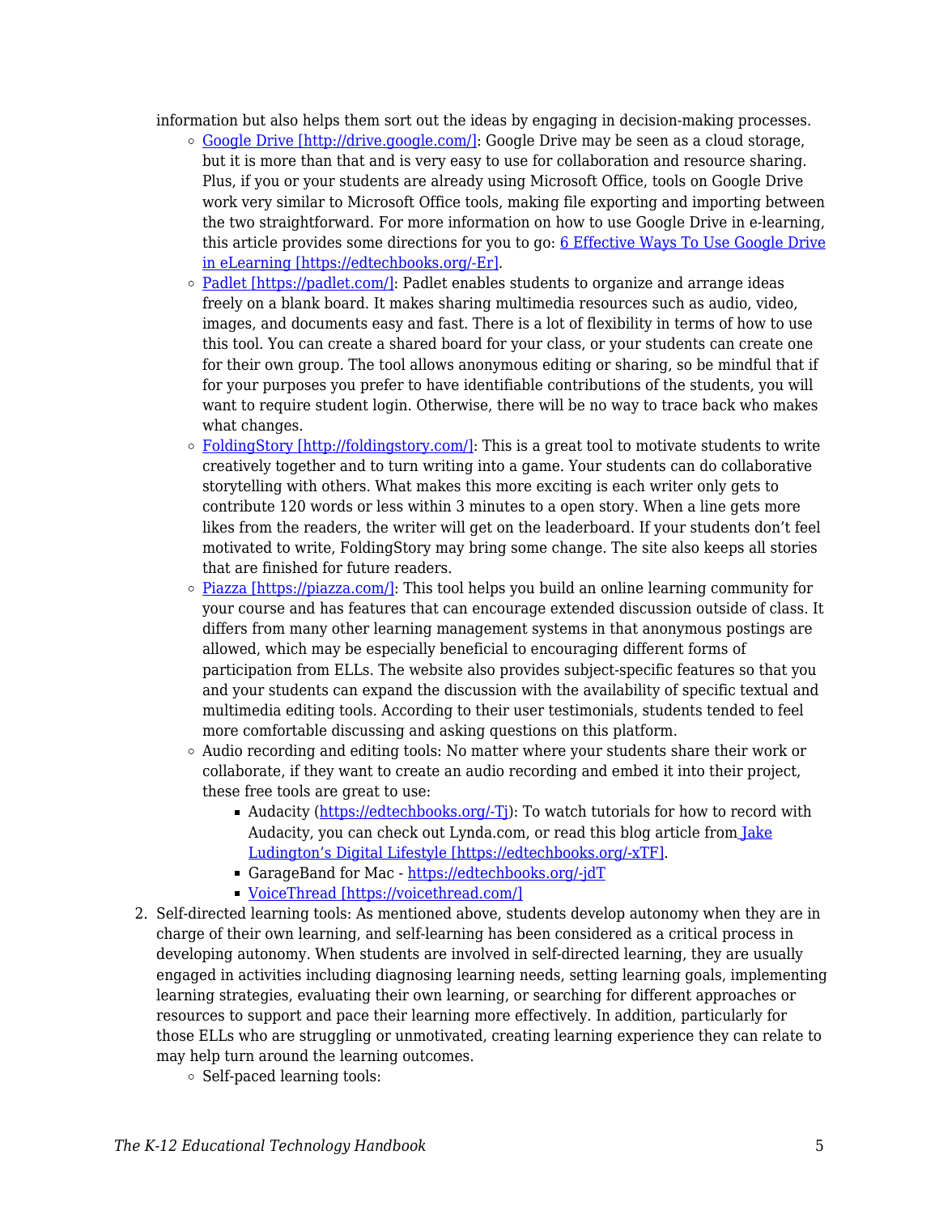information but also helps them sort out the ideas by engaging in decision-making processes.

  - [Google Drive [http://drive.google.com/]](http://drive.google.com/): Google Drive may be seen as a cloud storage, but it is more than that and is very easy to use for collaboration and resource sharing. Plus, if you or your students are already using Microsoft Office, tools on Google Drive work very similar to Microsoft Office tools, making file exporting and importing between the two straightforward. For more information on how to use Google Drive in e-learning, this article provides some directions for you to go: [6 Effective Ways To Use Google Drive in eLearning [https://edtechbooks.org/-Er]](https://edtechbooks.org/-Er).
  - [Padlet [https://padlet.com/]](https://padlet.com/): Padlet enables students to organize and arrange ideas freely on a blank board. It makes sharing multimedia resources such as audio, video, images, and documents easy and fast. There is a lot of flexibility in terms of how to use this tool. You can create a shared board for your class, or your students can create one for their own group. The tool allows anonymous editing or sharing, so be mindful that if for your purposes you prefer to have identifiable contributions of the students, you will want to require student login. Otherwise, there will be no way to trace back who makes what changes.
  - [FoldingStory [http://foldingstory.com/]](http://foldingstory.com/): This is a great tool to motivate students to write creatively together and to turn writing into a game. Your students can do collaborative storytelling with others. What makes this more exciting is each writer only gets to contribute 120 words or less within 3 minutes to a open story. When a line gets more likes from the readers, the writer will get on the leaderboard. If your students don't feel motivated to write, FoldingStory may bring some change. The site also keeps all stories that are finished for future readers.
  - [Piazza [https://piazza.com/]](https://piazza.com/): This tool helps you build an online learning community for your course and has features that can encourage extended discussion outside of class. It differs from many other learning management systems in that anonymous postings are allowed, which may be especially beneficial to encouraging different forms of participation from ELLs. The website also provides subject-specific features so that you and your students can expand the discussion with the availability of specific textual and multimedia editing tools. According to their user testimonials, students tended to feel more comfortable discussing and asking questions on this platform.
  - Audio recording and editing tools: No matter where your students share their work or collaborate, if they want to create an audio recording and embed it into their project, these free tools are great to use:
    - Audacity ([https://edtechbooks.org/-Tj](https://edtechbooks.org/-Tj)): To watch tutorials for how to record with Audacity, you can check out Lynda.com, or read this blog article from [Jake Ludington's Digital Lifestyle [https://edtechbooks.org/-xTF]](https://edtechbooks.org/-xTF).
    - GarageBand for Mac - [https://edtechbooks.org/-jdT](https://edtechbooks.org/-jdT)
    - [VoiceThread [https://voicethread.com/]](https://voicethread.com/)

2. Self-directed learning tools: As mentioned above, students develop autonomy when they are in charge of their own learning, and self-learning has been considered as a critical process in developing autonomy. When students are involved in self-directed learning, they are usually engaged in activities including diagnosing learning needs, setting learning goals, implementing learning strategies, evaluating their own learning, or searching for different approaches or resources to support and pace their learning more effectively. In addition, particularly for those ELLs who are struggling or unmotivated, creating learning experience they can relate to may help turn around the learning outcomes.
  - Self-paced learning tools: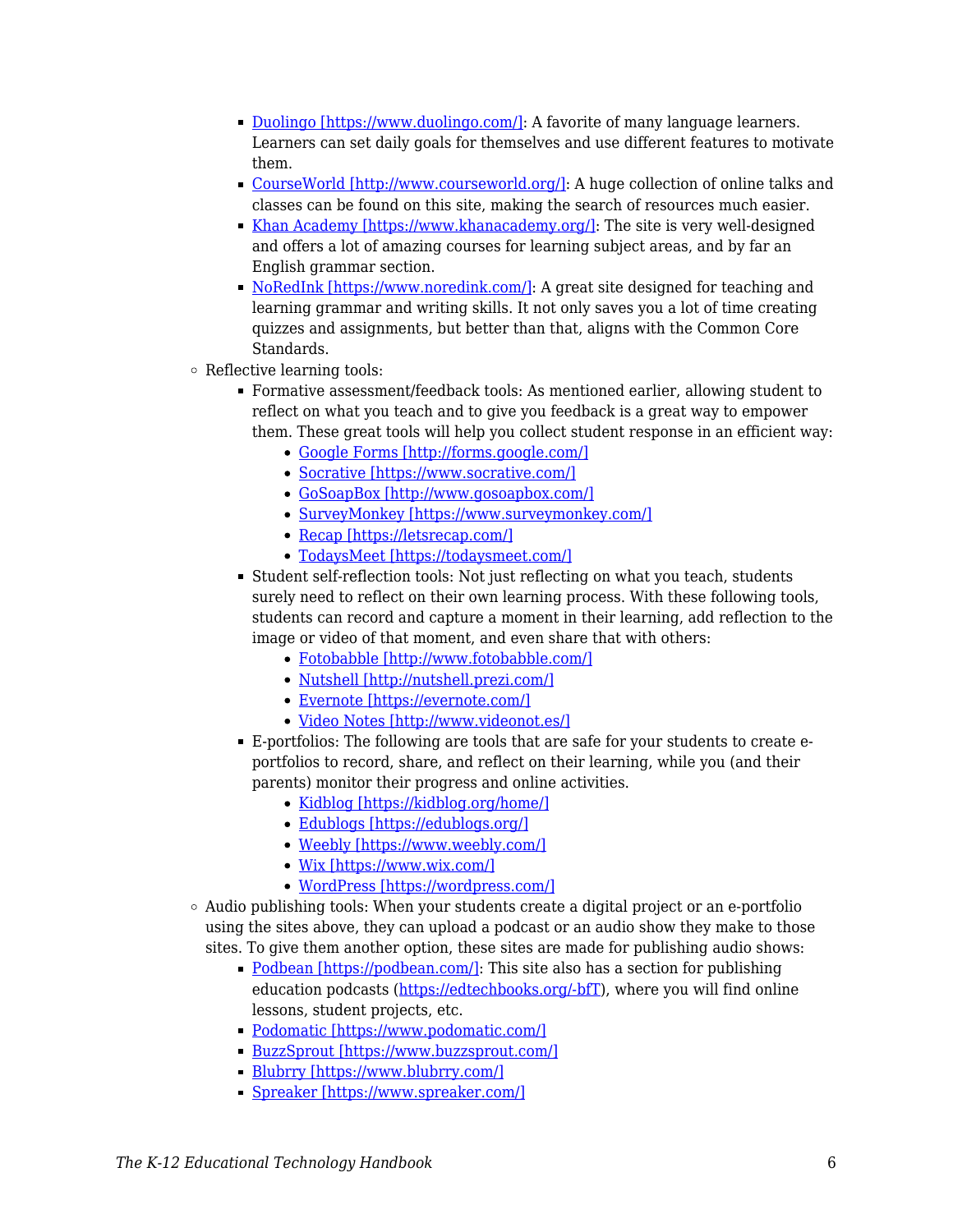- [Duolingo [https://www.duolingo.com/]](https://www.duolingo.com/): A favorite of many language learners. Learners can set daily goals for themselves and use different features to motivate them.
        - [CourseWorld [http://www.courseworld.org/]](http://www.courseworld.org/): A huge collection of online talks and classes can be found on this site, making the search of resources much easier.
        - [Khan Academy [https://www.khanacademy.org/]](https://www.khanacademy.org/): The site is very well-designed and offers a lot of amazing courses for learning subject areas, and by far an English grammar section.
        - [NoRedInk [https://www.noredink.com/]](https://www.noredink.com/): A great site designed for teaching and learning grammar and writing skills. It not only saves you a lot of time creating quizzes and assignments, but better than that, aligns with the Common Core Standards.
    - Reflective learning tools:
        - Formative assessment/feedback tools: As mentioned earlier, allowing student to reflect on what you teach and to give you feedback is a great way to empower them. These great tools will help you collect student response in an efficient way:
            - [Google Forms [http://forms.google.com/]](http://forms.google.com/)
            - [Socrative [https://www.socrative.com/]](https://www.socrative.com/)
            - [GoSoapBox [http://www.gosoapbox.com/]](http://www.gosoapbox.com/)
            - [SurveyMonkey [https://www.surveymonkey.com/]](https://www.surveymonkey.com/)
            - [Recap [https://letsrecap.com/]](https://letsrecap.com/)
            - [TodaysMeet [https://todaysmeet.com/]](https://todaysmeet.com/)
        - Student self-reflection tools: Not just reflecting on what you teach, students surely need to reflect on their own learning process. With these following tools, students can record and capture a moment in their learning, add reflection to the image or video of that moment, and even share that with others:
            - [Fotobabble [http://www.fotobabble.com/]](http://www.fotobabble.com/)
            - [Nutshell [http://nutshell.prezi.com/]](http://nutshell.prezi.com/)
            - [Evernote [https://evernote.com/]](https://evernote.com/)
            - [Video Notes [http://www.videonot.es/]](http://www.videonot.es/)
        - E-portfolios: The following are tools that are safe for your students to create e-portfolios to record, share, and reflect on their learning, while you (and their parents) monitor their progress and online activities.
            - [Kidblog [https://kidblog.org/home/]](https://kidblog.org/home/)
            - [Edublogs [https://edublogs.org/]](https://edublogs.org/)
            - [Weebly [https://www.weebly.com/]](https://www.weebly.com/)
            - [Wix [https://www.wix.com/]](https://www.wix.com/)
            - [WordPress [https://wordpress.com/]](https://wordpress.com/)
    - Audio publishing tools: When your students create a digital project or an e-portfolio using the sites above, they can upload a podcast or an audio show they make to those sites. To give them another option, these sites are made for publishing audio shows:
        - [Podbean [https://podbean.com/]](https://podbean.com/): This site also has a section for publishing education podcasts ([https://edtechbooks.org/-bfT](https://edtechbooks.org/-bfT)), where you will find online lessons, student projects, etc.
        - [Podomatic [https://www.podomatic.com/]](https://www.podomatic.com/)
        - [BuzzSprout [https://www.buzzsprout.com/]](https://www.buzzsprout.com/)
        - [Blubrry [https://www.blubrry.com/]](https://www.blubrry.com/)
        - [Spreaker [https://www.spreaker.com/]](https://www.spreaker.com/)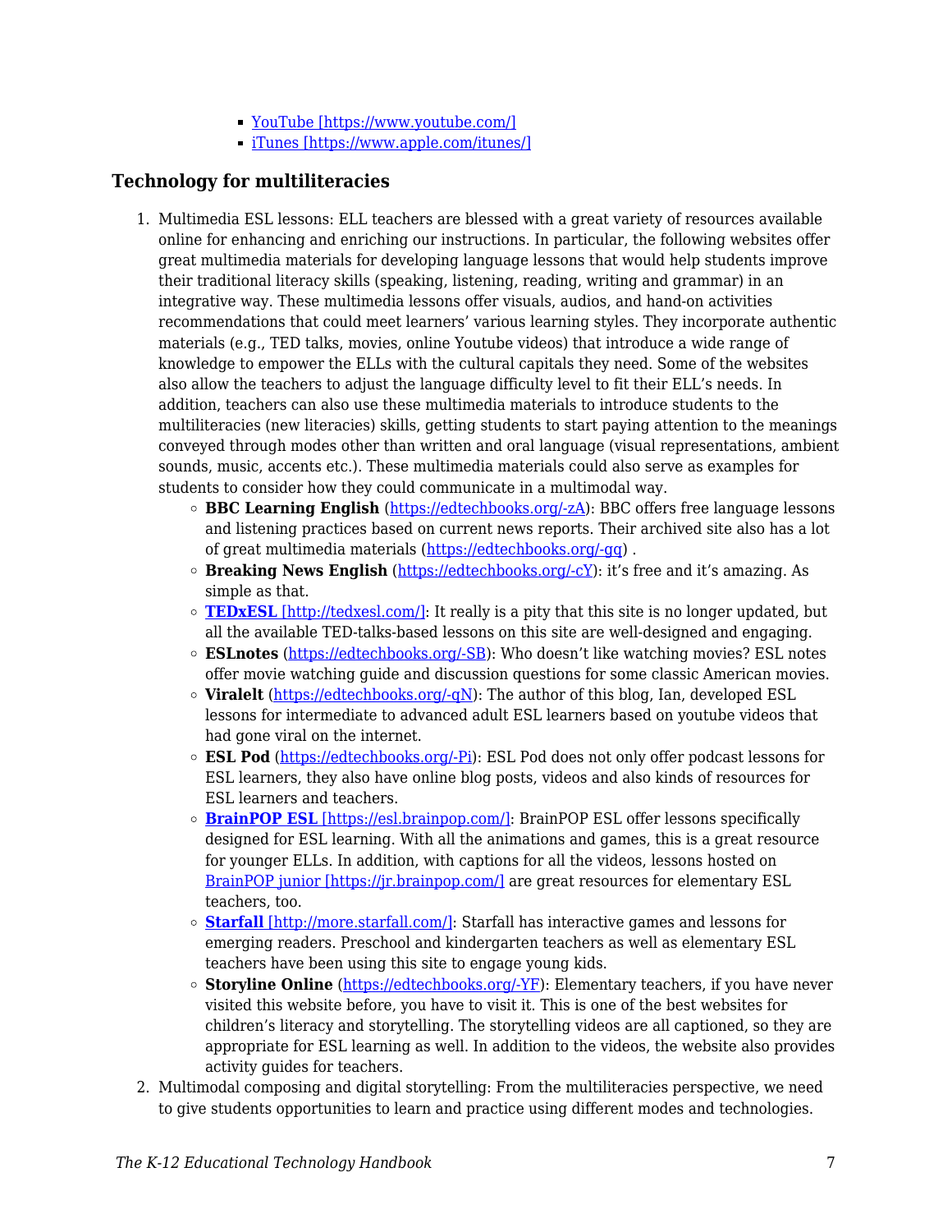- [YouTube [https://www.youtube.com/]](https://www.youtube.com/)
- [iTunes [https://www.apple.com/itunes/]](https://www.apple.com/itunes/)

### Technology for multiliteracies

1. Multimedia ESL lessons: ELL teachers are blessed with a great variety of resources available online for enhancing and enriching our instructions. In particular, the following websites offer great multimedia materials for developing language lessons that would help students improve their traditional literacy skills (speaking, listening, reading, writing and grammar) in an integrative way. These multimedia lessons offer visuals, audios, and hand-on activities recommendations that could meet learners' various learning styles. They incorporate authentic materials (e.g., TED talks, movies, online Youtube videos) that introduce a wide range of knowledge to empower the ELLs with the cultural capitals they need. Some of the websites also allow the teachers to adjust the language difficulty level to fit their ELL's needs. In addition, teachers can also use these multimedia materials to introduce students to the multiliteracies (new literacies) skills, getting students to start paying attention to the meanings conveyed through modes other than written and oral language (visual representations, ambient sounds, music, accents etc.). These multimedia materials could also serve as examples for students to consider how they could communicate in a multimodal way.
    - **BBC Learning English** ([https://edtechbooks.org/-zA](https://edtechbooks.org/-zA)): BBC offers free language lessons and listening practices based on current news reports. Their archived site also has a lot of great multimedia materials ([https://edtechbooks.org/-gq](https://edtechbooks.org/-gq)) .
    - **Breaking News English** ([https://edtechbooks.org/-cY](https://edtechbooks.org/-cY)): it's free and it's amazing. As simple as that.
    - [**TEDxESL** [http://tedxesl.com/]](http://tedxesl.com/): It really is a pity that this site is no longer updated, but all the available TED-talks-based lessons on this site are well-designed and engaging.
    - **ESLnotes** ([https://edtechbooks.org/-SB](https://edtechbooks.org/-SB)): Who doesn't like watching movies? ESL notes offer movie watching guide and discussion questions for some classic American movies.
    - **Viralelt** ([https://edtechbooks.org/-qN](https://edtechbooks.org/-qN)): The author of this blog, Ian, developed ESL lessons for intermediate to advanced adult ESL learners based on youtube videos that had gone viral on the internet.
    - **ESL Pod** ([https://edtechbooks.org/-Pi](https://edtechbooks.org/-Pi)): ESL Pod does not only offer podcast lessons for ESL learners, they also have online blog posts, videos and also kinds of resources for ESL learners and teachers.
    - [**BrainPOP ESL** [https://esl.brainpop.com/]](https://esl.brainpop.com/): BrainPOP ESL offer lessons specifically designed for ESL learning. With all the animations and games, this is a great resource for younger ELLs. In addition, with captions for all the videos, lessons hosted on [BrainPOP junior [https://jr.brainpop.com/]](https://jr.brainpop.com/) are great resources for elementary ESL teachers, too.
    - [**Starfall** [http://more.starfall.com/]](http://more.starfall.com/): Starfall has interactive games and lessons for emerging readers. Preschool and kindergarten teachers as well as elementary ESL teachers have been using this site to engage young kids.
    - **Storyline Online** ([https://edtechbooks.org/-YF](https://edtechbooks.org/-YF)): Elementary teachers, if you have never visited this website before, you have to visit it. This is one of the best websites for children's literacy and storytelling. The storytelling videos are all captioned, so they are appropriate for ESL learning as well. In addition to the videos, the website also provides activity guides for teachers.
2. Multimodal composing and digital storytelling: From the multiliteracies perspective, we need to give students opportunities to learn and practice using different modes and technologies.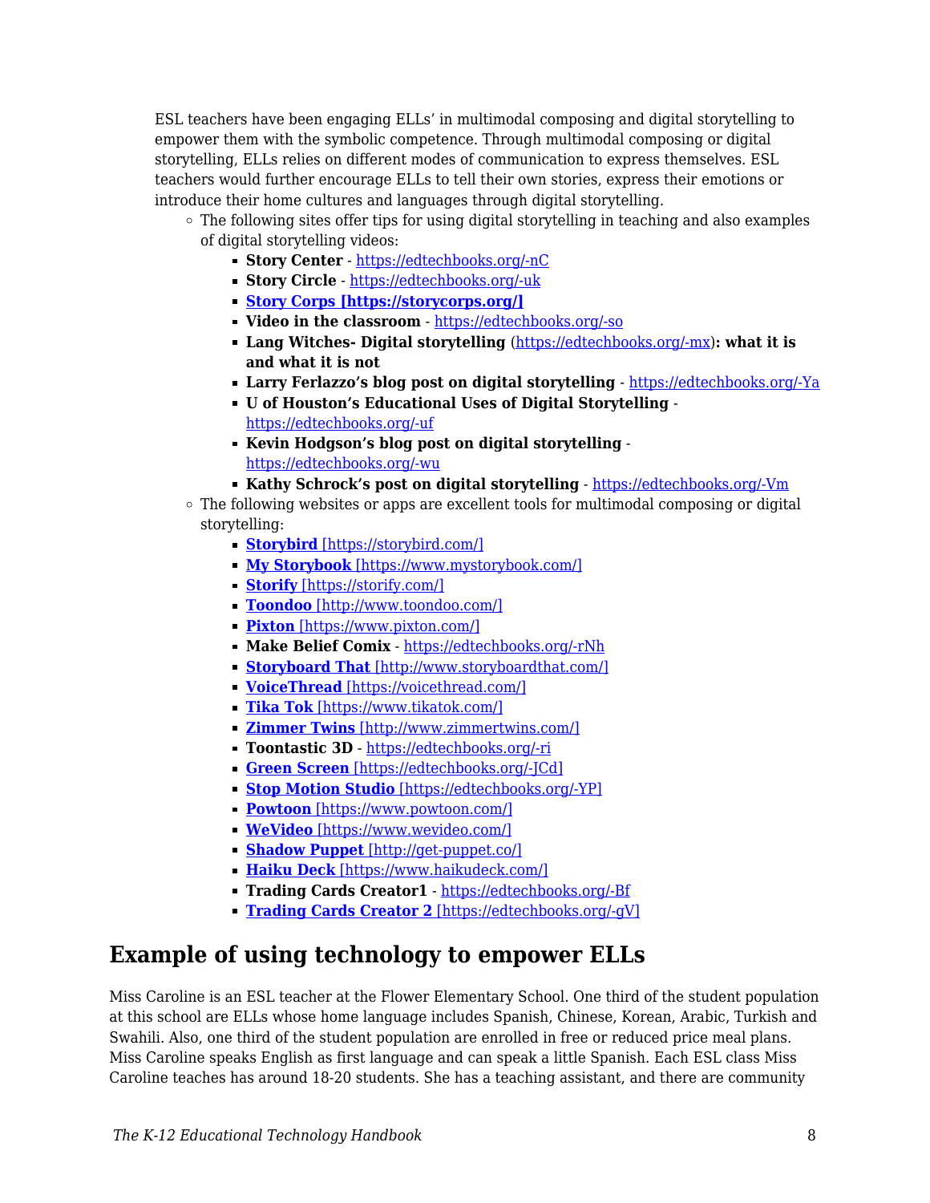ESL teachers have been engaging ELLs' in multimodal composing and digital storytelling to empower them with the symbolic competence. Through multimodal composing or digital storytelling, ELLs relies on different modes of communication to express themselves. ESL teachers would further encourage ELLs to tell their own stories, express their emotions or introduce their home cultures and languages through digital storytelling.

- The following sites offer tips for using digital storytelling in teaching and also examples of digital storytelling videos:
  - **Story Center** - https://edtechbooks.org/-nC
  - **Story Circle** - https://edtechbooks.org/-uk
  - **Story Corps [https://storycorps.org/]**
  - **Video in the classroom** - https://edtechbooks.org/-so
  - **Lang Witches- Digital storytelling** (https://edtechbooks.org/-mx)**: what it is and what it is not**
  - **Larry Ferlazzo's blog post on digital storytelling** - https://edtechbooks.org/-Ya
  - **U of Houston's Educational Uses of Digital Storytelling** - https://edtechbooks.org/-uf
  - **Kevin Hodgson's blog post on digital storytelling** - https://edtechbooks.org/-wu
  - **Kathy Schrock's post on digital storytelling** - https://edtechbooks.org/-Vm
- The following websites or apps are excellent tools for multimodal composing or digital storytelling:
  - **Storybird** [https://storybird.com/]
  - **My Storybook** [https://www.mystorybook.com/]
  - **Storify** [https://storify.com/]
  - **Toondoo** [http://www.toondoo.com/]
  - **Pixton** [https://www.pixton.com/]
  - **Make Belief Comix** - https://edtechbooks.org/-rNh
  - **Storyboard That** [http://www.storyboardthat.com/]
  - **VoiceThread** [https://voicethread.com/]
  - **Tika Tok** [https://www.tikatok.com/]
  - **Zimmer Twins** [http://www.zimmertwins.com/]
  - **Toontastic 3D** - https://edtechbooks.org/-ri
  - **Green Screen** [https://edtechbooks.org/-JCd]
  - **Stop Motion Studio** [https://edtechbooks.org/-YP]
  - **Powtoon** [https://www.powtoon.com/]
  - **WeVideo** [https://www.wevideo.com/]
  - **Shadow Puppet** [http://get-puppet.co/]
  - **Haiku Deck** [https://www.haikudeck.com/]
  - **Trading Cards Creator1** - https://edtechbooks.org/-Bf
  - **Trading Cards Creator 2** [https://edtechbooks.org/-gV]

## Example of using technology to empower ELLs

Miss Caroline is an ESL teacher at the Flower Elementary School. One third of the student population at this school are ELLs whose home language includes Spanish, Chinese, Korean, Arabic, Turkish and Swahili. Also, one third of the student population are enrolled in free or reduced price meal plans. Miss Caroline speaks English as first language and can speak a little Spanish. Each ESL class Miss Caroline teaches has around 18-20 students. She has a teaching assistant, and there are community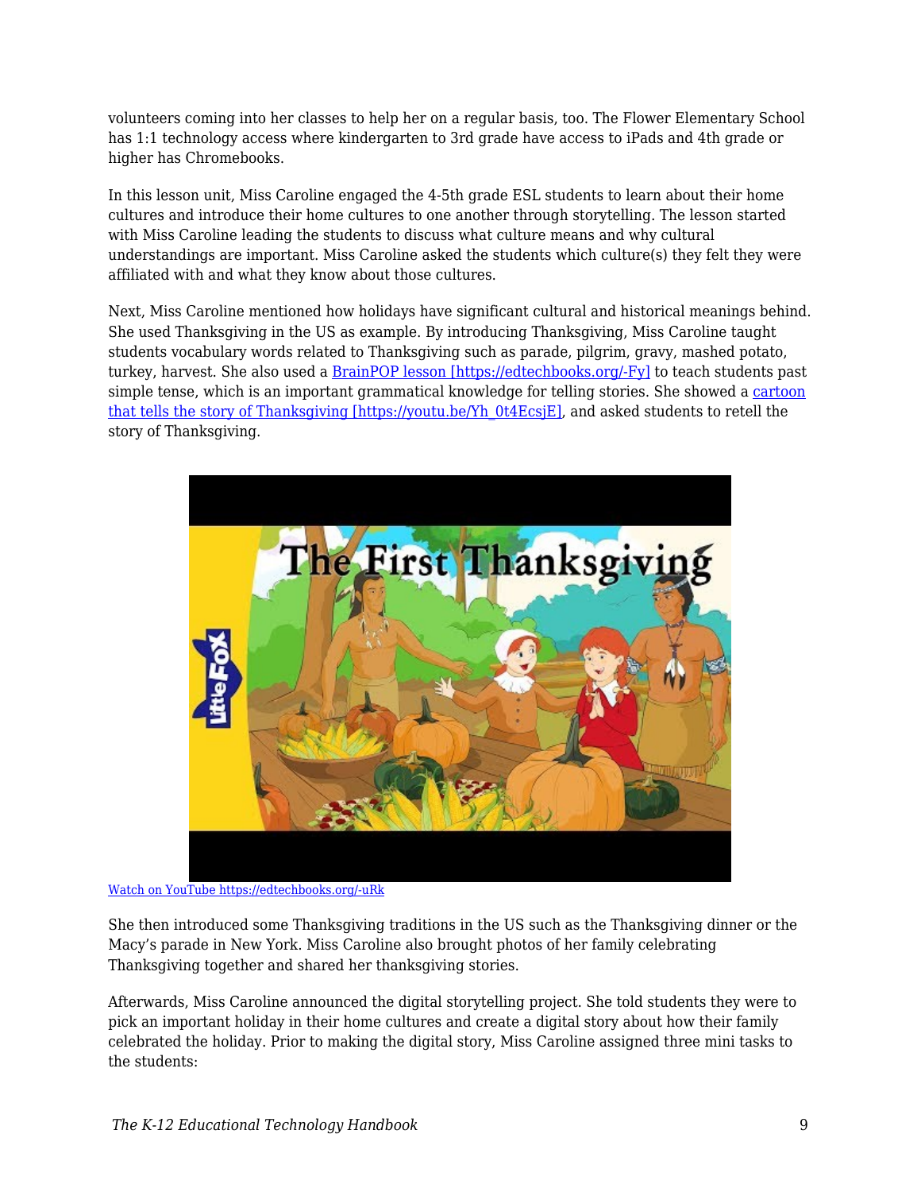volunteers coming into her classes to help her on a regular basis, too. The Flower Elementary School has 1:1 technology access where kindergarten to 3rd grade have access to iPads and 4th grade or higher has Chromebooks.

In this lesson unit, Miss Caroline engaged the 4-5th grade ESL students to learn about their home cultures and introduce their home cultures to one another through storytelling. The lesson started with Miss Caroline leading the students to discuss what culture means and why cultural understandings are important. Miss Caroline asked the students which culture(s) they felt they were affiliated with and what they know about those cultures.

Next, Miss Caroline mentioned how holidays have significant cultural and historical meanings behind. She used Thanksgiving in the US as example. By introducing Thanksgiving, Miss Caroline taught students vocabulary words related to Thanksgiving such as parade, pilgrim, gravy, mashed potato, turkey, harvest. She also used a [BrainPOP lesson [https://edtechbooks.org/-Fy]](https://edtechbooks.org/-Fy) to teach students past simple tense, which is an important grammatical knowledge for telling stories. She showed a [cartoon that tells the story of Thanksgiving [https://youtu.be/Yh_0t4EcsjE]](https://youtu.be/Yh_0t4EcsjE), and asked students to retell the story of Thanksgiving.

[Watch on YouTube https://edtechbooks.org/-uRk](https://edtechbooks.org/-uRk)

She then introduced some Thanksgiving traditions in the US such as the Thanksgiving dinner or the Macy's parade in New York. Miss Caroline also brought photos of her family celebrating Thanksgiving together and shared her thanksgiving stories.

Afterwards, Miss Caroline announced the digital storytelling project. She told students they were to pick an important holiday in their home cultures and create a digital story about how their family celebrated the holiday. Prior to making the digital story, Miss Caroline assigned three mini tasks to the students: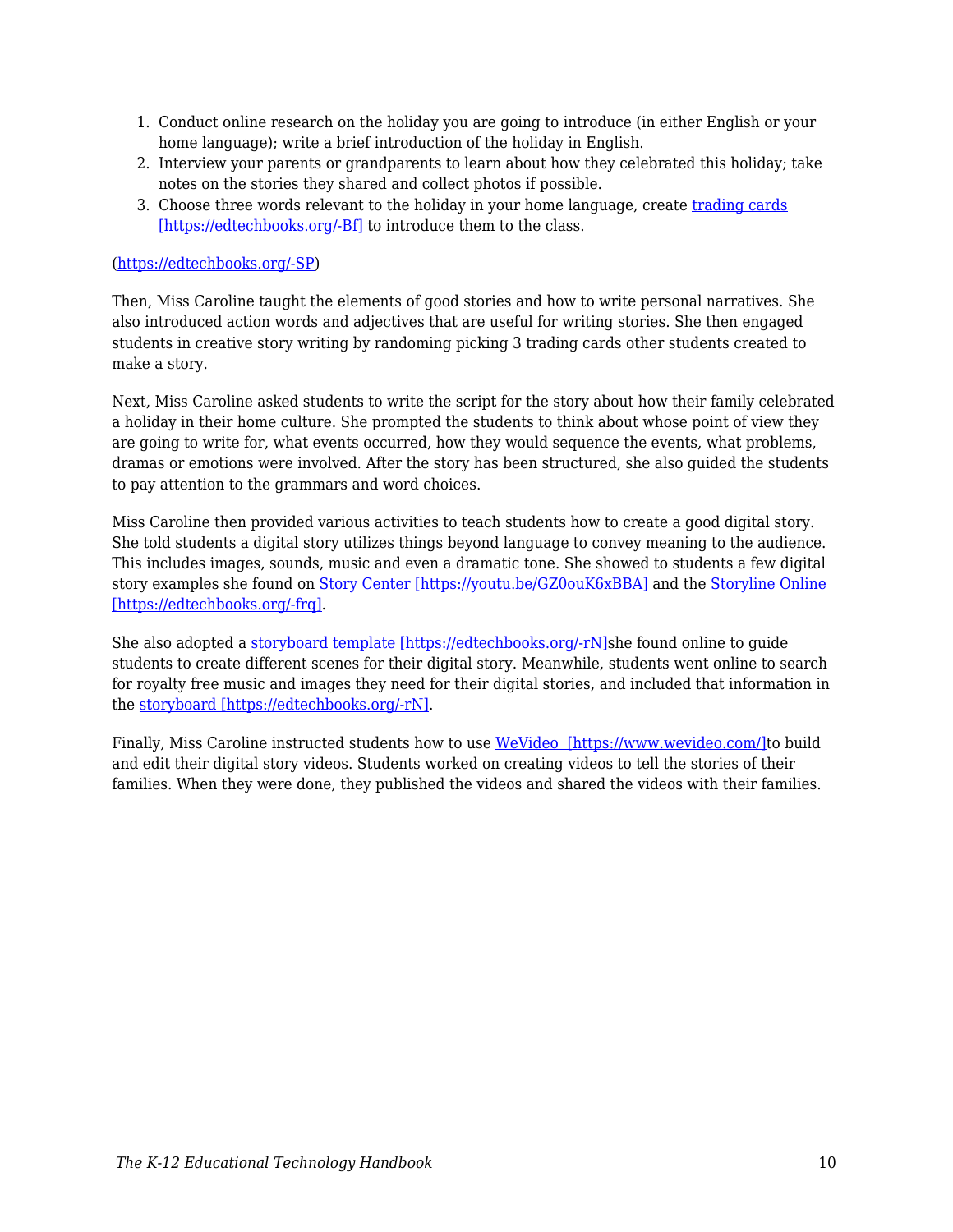1. Conduct online research on the holiday you are going to introduce (in either English or your home language); write a brief introduction of the holiday in English.
2. Interview your parents or grandparents to learn about how they celebrated this holiday; take notes on the stories they shared and collect photos if possible.
3. Choose three words relevant to the holiday in your home language, create [trading cards [https://edtechbooks.org/-Bf]](https://edtechbooks.org/-Bf) to introduce them to the class.

([https://edtechbooks.org/-SP](https://edtechbooks.org/-SP))

Then, Miss Caroline taught the elements of good stories and how to write personal narratives. She also introduced action words and adjectives that are useful for writing stories. She then engaged students in creative story writing by randoming picking 3 trading cards other students created to make a story.

Next, Miss Caroline asked students to write the script for the story about how their family celebrated a holiday in their home culture. She prompted the students to think about whose point of view they are going to write for, what events occurred, how they would sequence the events, what problems, dramas or emotions were involved. After the story has been structured, she also guided the students to pay attention to the grammars and word choices.

Miss Caroline then provided various activities to teach students how to create a good digital story. She told students a digital story utilizes things beyond language to convey meaning to the audience. This includes images, sounds, music and even a dramatic tone. She showed to students a few digital story examples she found on [Story Center [https://youtu.be/GZ0ouK6xBBA]](https://youtu.be/GZ0ouK6xBBA) and the [Storyline Online [https://edtechbooks.org/-frq]](https://edtechbooks.org/-frq).

She also adopted a [storyboard template [https://edtechbooks.org/-rN]](https://edtechbooks.org/-rN)she found online to guide students to create different scenes for their digital story. Meanwhile, students went online to search for royalty free music and images they need for their digital stories, and included that information in the [storyboard [https://edtechbooks.org/-rN]](https://edtechbooks.org/-rN).

Finally, Miss Caroline instructed students how to use [WeVideo [https://www.wevideo.com/]](https://www.wevideo.com/)to build and edit their digital story videos. Students worked on creating videos to tell the stories of their families. When they were done, they published the videos and shared the videos with their families.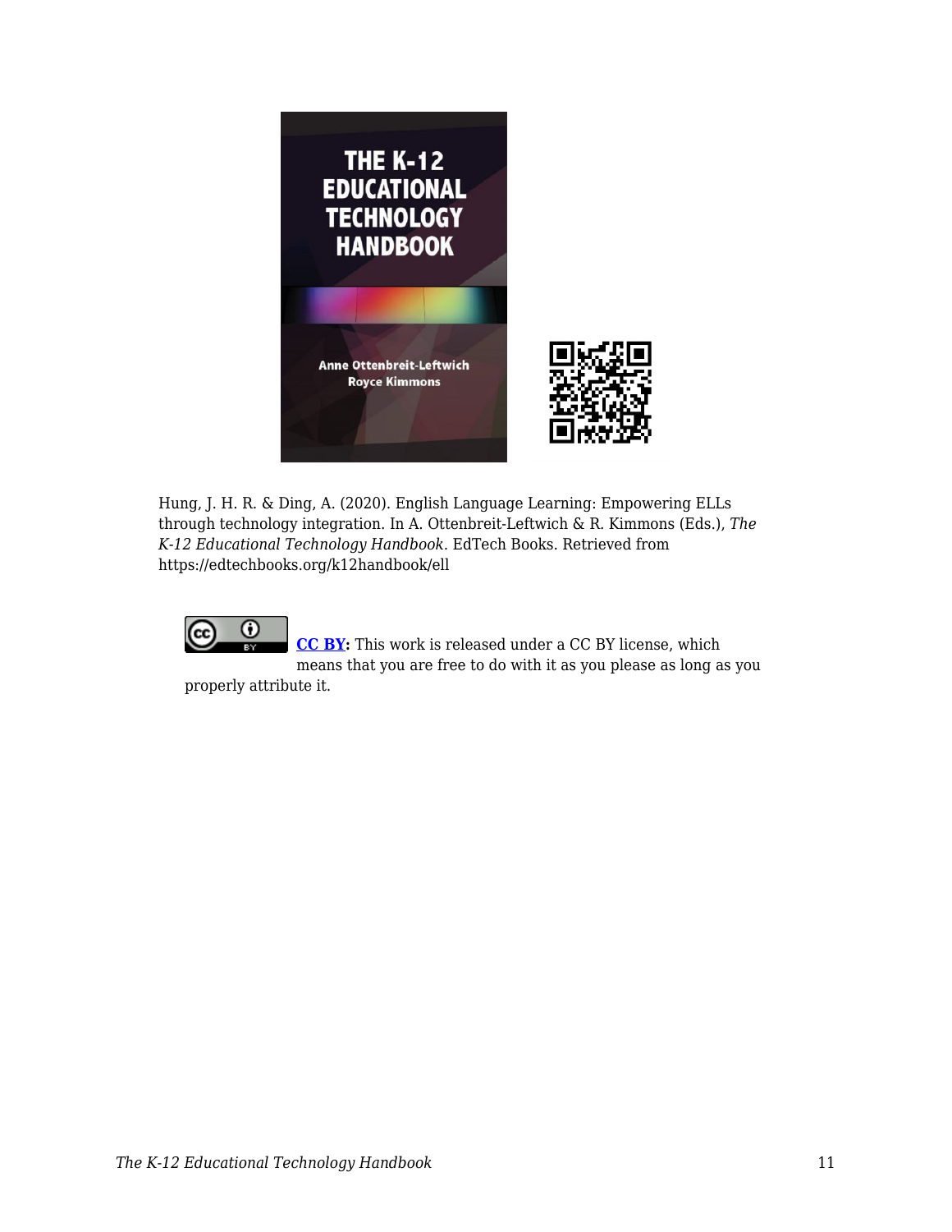Hung, J. H. R. & Ding, A. (2020). English Language Learning: Empowering ELLs through technology integration. In A. Ottenbreit-Leftwich & R. Kimmons (Eds.), *The K-12 Educational Technology Handbook*. EdTech Books. Retrieved from https://edtechbooks.org/k12handbook/ell

**CC BY:** This work is released under a CC BY license, which means that you are free to do with it as you please as long as you properly attribute it.